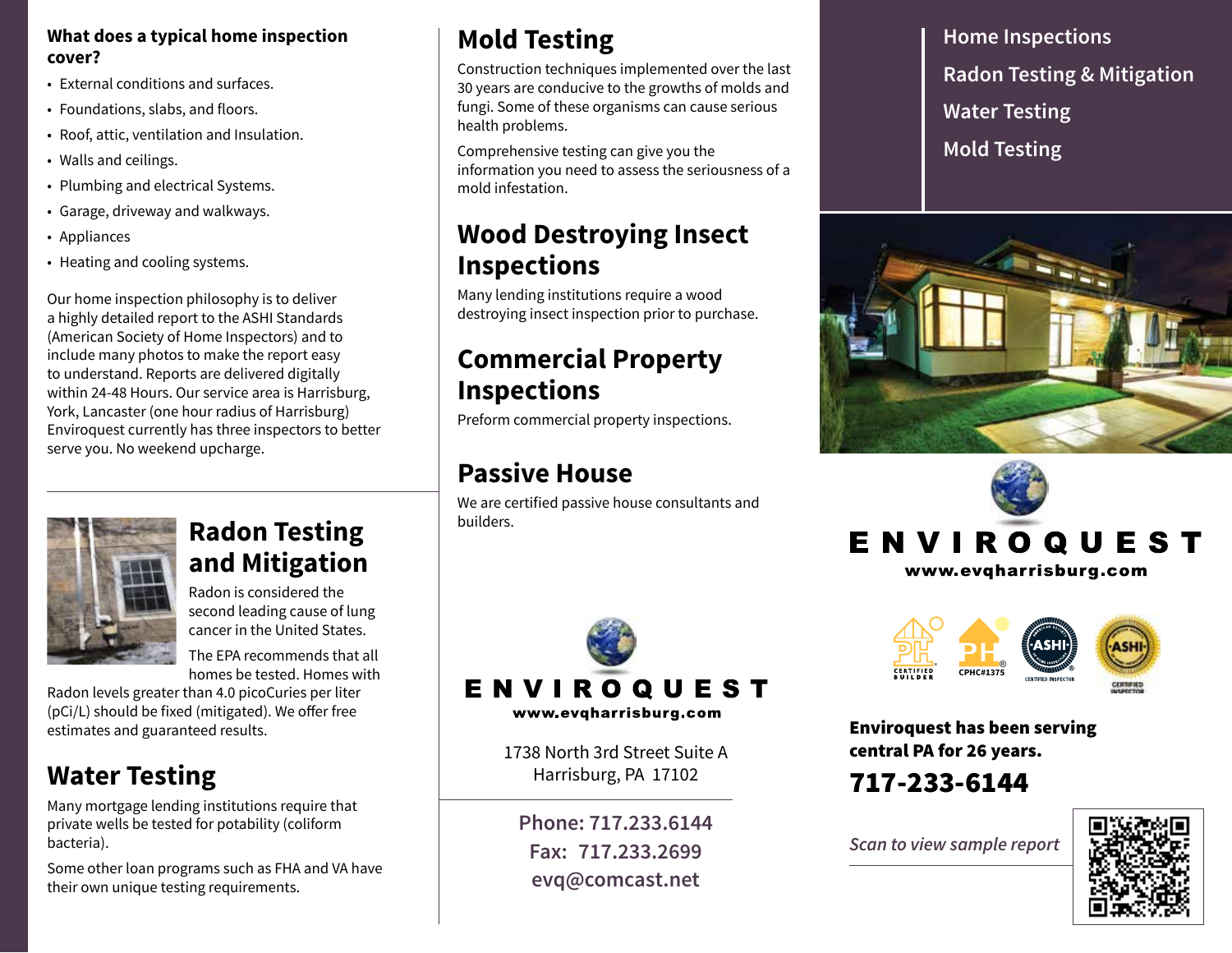**What does a typical home inspection cover?**

- External conditions and surfaces.
- Foundations, slabs, and floors.
- Roof, attic, ventilation and Insulation.
- Walls and ceilings.
- Plumbing and electrical Systems.
- Garage, driveway and walkways.
- Appliances
- Heating and cooling systems.

Our home inspection philosophy is to deliver a highly detailed report to the ASHI Standards (American Society of Home Inspectors) and to include many photos to make the report easy to understand. Reports are delivered digitally within 24-48 Hours. Our service area is Harrisburg, York, Lancaster (one hour radius of Harrisburg) Enviroquest currently has three inspectors to better serve you. No weekend upcharge.

## Radon Testing and Mitigation

Radon is considered the second leading cause of lung cancer in the United States.

The EPA recommends that all homes be tested. Homes with Radon levels greater than 4.0 picoCuries per liter (pCi/L) should be fixed (mitigated). We offer free estimates and guaranteed results.

## Water Testing

Many mortgage lending institutions require that private wells be tested for potability (coliform bacteria).

Some other loan programs such as FHA and VA have their own unique testing requirements.

## Mold Testing

Construction techniques implemented over the last 30 years are conducive to the growths of molds and fungi. Some of these organisms can cause serious health problems.

Comprehensive testing can give you the information you need to assess the seriousness of a mold infestation.

## Wood Destroying Insect Inspections

Many lending institutions require a wood destroying insect inspection prior to purchase.

## Commercial Property Inspections

Preform commercial property inspections.

## Passive House

We are certified passive house consultants and builders.

**ENVIROQUEST**
**www.evqharrisburg.com**

1738 North 3rd Street Suite A
Harrisburg, PA 17102

**Phone: 717.233.6144**
**Fax: 717.233.2699**
**evq@comcast.net**

Home Inspections
Radon Testing & Mitigation
Water Testing
Mold Testing

**ENVIROQUEST**
**www.evqharrisburg.com**

CERTIFIED BUILDER · CPHC#1375 · ASHI CERTIFIED INSPECTOR · ASHI CERTIFIED INSPECTOR

**Enviroquest has been serving central PA for 26 years.**

## 717-233-6144

*Scan to view sample report*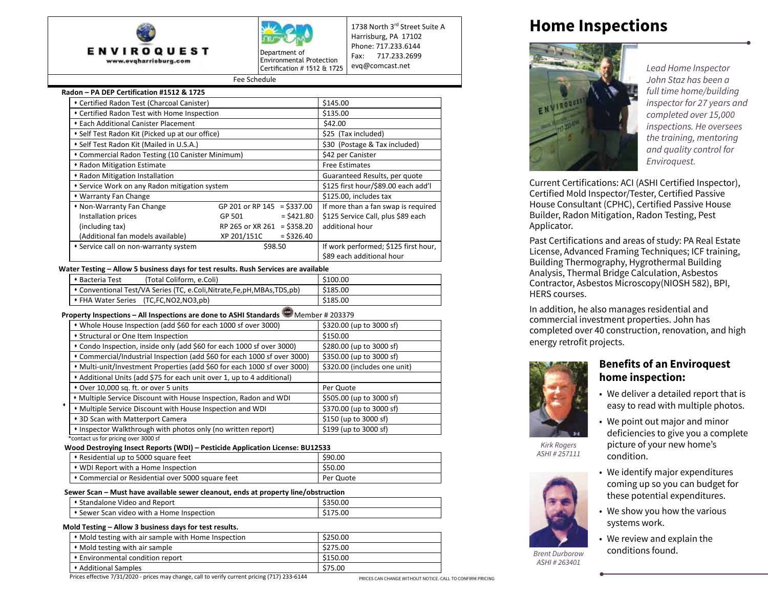ENVIROQUEST
www.evqharrisburg.com

Department of Environmental Protection
Certification # 1512 & 1725

1738 North 3rd Street Suite A
Harrisburg, PA 17102
Phone: 717.233.6144
Fax: 717.233.2699
evq@comcast.net

Fee Schedule

**Radon – PA DEP Certification #1512 & 1725**

| | | |
|---|---|---|
| • Certified Radon Test (Charcoal Canister) | | $145.00 |
| • Certified Radon Test with Home Inspection | | $135.00 |
| • Each Additional Canister Placement | | $42.00 |
| • Self Test Radon Kit (Picked up at our office) | | $25 (Tax included) |
| • Self Test Radon Kit (Mailed in U.S.A.) | | $30 (Postage & Tax included) |
| • Commercial Radon Testing (10 Canister Minimum) | | $42 per Canister |
| • Radon Mitigation Estimate | | Free Estimates |
| • Radon Mitigation Installation | | Guaranteed Results, per quote |
| • Service Work on any Radon mitigation system | | $125 first hour/$89.00 each add'l |
| • Warranty Fan Change | | $125.00, includes tax |
| • Non-Warranty Fan Change Installation prices (including tax) (Additional fan models available) | GP 201 or RP 145 = $337.00<br>GP 501 = $421.80<br>RP 265 or XR 261 = $358.20<br>XP 201/151C = $326.40 | If more than a fan swap is required $125 Service Call, plus $89 each additional hour |
| • Service call on non-warranty system | $98.50 | If work performed; $125 first hour, $89 each additional hour |

**Water Testing – Allow 5 business days for test results. Rush Services are available**

| | |
|---|---|
| • Bacteria Test (Total Coliform, e.Coli) | $100.00 |
| • Conventional Test/VA Series (TC, e.Coli,Nitrate,Fe,pH,MBAs,TDS,pb) | $185.00 |
| • FHA Water Series (TC,FC,NO2,NO3,pb) | $185.00 |

**Property Inspections – All Inspections are done to ASHI Standards** Member # 203379

| | |
|---|---|
| • Whole House Inspection (add $60 for each 1000 sf over 3000) | $320.00 (up to 3000 sf) |
| • Structural or One Item Inspection | $150.00 |
| • Condo Inspection, inside only (add $60 for each 1000 sf over 3000) | $280.00 (up to 3000 sf) |
| • Commercial/Industrial Inspection (add $60 for each 1000 sf over 3000) | $350.00 (up to 3000 sf) |
| • Multi-unit/Investment Properties (add $60 for each 1000 sf over 3000) | $320.00 (includes one unit) |
| • Additional Units (add $75 for each unit over 1, up to 4 additional) | |
| • Over 10,000 sq. ft. or over 5 units | Per Quote |
| • Multiple Service Discount with House Inspection, Radon and WDI | $505.00 (up to 3000 sf) |
| • Multiple Service Discount with House Inspection and WDI | $370.00 (up to 3000 sf) |
| • 3D Scan with Matterport Camera | $150 (up to 3000 sf) |
| • Inspector Walkthrough with photos only (no written report) | $199 (up to 3000 sf) |

*contact us for pricing over 3000 sf

**Wood Destroying Insect Reports (WDI) – Pesticide Application License: BU12533**

| | |
|---|---|
| • Residential up to 5000 square feet | $90.00 |
| • WDI Report with a Home Inspection | $50.00 |
| • Commercial or Residential over 5000 square feet | Per Quote |

**Sewer Scan – Must have available sewer cleanout, ends at property line/obstruction**

| | |
|---|---|
| • Standalone Video and Report | $350.00 |
| • Sewer Scan video with a Home Inspection | $175.00 |

**Mold Testing – Allow 3 business days for test results.**

| | |
|---|---|
| • Mold testing with air sample with Home Inspection | $250.00 |
| • Mold testing with air sample | $275.00 |
| • Environmental condition report | $150.00 |
| • Additional Samples | $75.00 |

Prices effective 7/31/2020 - prices may change, call to verify current pricing (717) 233-6144

PRICES CAN CHANGE WITHOUT NOTICE. CALL TO CONFIRM PRICING

# Home Inspections

*Lead Home Inspector John Staz has been a full time home/building inspector for 27 years and completed over 15,000 inspections. He oversees the training, mentoring and quality control for Enviroquest.*

Current Certifications: ACI (ASHI Certified Inspector), Certified Mold Inspector/Tester, Certified Passive House Consultant (CPHC), Certified Passive House Builder, Radon Mitigation, Radon Testing, Pest Applicator.

Past Certifications and areas of study: PA Real Estate License, Advanced Framing Techniques; ICF training, Building Thermography, Hygrothermal Building Analysis, Thermal Bridge Calculation, Asbestos Contractor, Asbestos Microscopy(NIOSH 582), BPI, HERS courses.

In addition, he also manages residential and commercial investment properties. John has completed over 40 construction, renovation, and high energy retrofit projects.

*Kirk Rogers*
*ASHI # 257111*

*Brent Durborow*
*ASHI # 263401*

## Benefits of an Enviroquest home inspection:

- We deliver a detailed report that is easy to read with multiple photos.
- We point out major and minor deficiencies to give you a complete picture of your new home's condition.
- We identify major expenditures coming up so you can budget for these potential expenditures.
- We show you how the various systems work.
- We review and explain the conditions found.